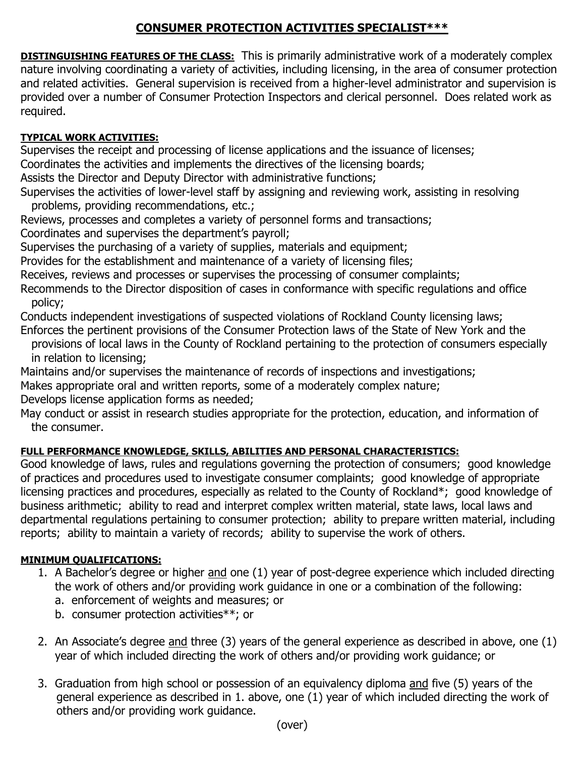# CONSUMER PROTECTION ACTIVITIES SPECIALIST***

**DISTINGUISHING FEATURES OF THE CLASS:** This is primarily administrative work of a moderately complex nature involving coordinating a variety of activities, including licensing, in the area of consumer protection and related activities. General supervision is received from a higher-level administrator and supervision is provided over a number of Consumer Protection Inspectors and clerical personnel. Does related work as required.

**TYPICAL WORK ACTIVITIES:**

Supervises the receipt and processing of license applications and the issuance of licenses;
Coordinates the activities and implements the directives of the licensing boards;
Assists the Director and Deputy Director with administrative functions;
Supervises the activities of lower-level staff by assigning and reviewing work, assisting in resolving problems, providing recommendations, etc.;
Reviews, processes and completes a variety of personnel forms and transactions;
Coordinates and supervises the department's payroll;
Supervises the purchasing of a variety of supplies, materials and equipment;
Provides for the establishment and maintenance of a variety of licensing files;
Receives, reviews and processes or supervises the processing of consumer complaints;
Recommends to the Director disposition of cases in conformance with specific regulations and office policy;
Conducts independent investigations of suspected violations of Rockland County licensing laws;
Enforces the pertinent provisions of the Consumer Protection laws of the State of New York and the provisions of local laws in the County of Rockland pertaining to the protection of consumers especially in relation to licensing;
Maintains and/or supervises the maintenance of records of inspections and investigations;
Makes appropriate oral and written reports, some of a moderately complex nature;
Develops license application forms as needed;
May conduct or assist in research studies appropriate for the protection, education, and information of the consumer.

**FULL PERFORMANCE KNOWLEDGE, SKILLS, ABILITIES AND PERSONAL CHARACTERISTICS:**

Good knowledge of laws, rules and regulations governing the protection of consumers; good knowledge of practices and procedures used to investigate consumer complaints; good knowledge of appropriate licensing practices and procedures, especially as related to the County of Rockland*; good knowledge of business arithmetic; ability to read and interpret complex written material, state laws, local laws and departmental regulations pertaining to consumer protection; ability to prepare written material, including reports; ability to maintain a variety of records; ability to supervise the work of others.

**MINIMUM QUALIFICATIONS:**

1. A Bachelor's degree or higher and one (1) year of post-degree experience which included directing the work of others and/or providing work guidance in one or a combination of the following:
   a. enforcement of weights and measures; or
   b. consumer protection activities**; or

2. An Associate's degree and three (3) years of the general experience as described in above, one (1) year of which included directing the work of others and/or providing work guidance; or

3. Graduation from high school or possession of an equivalency diploma and five (5) years of the general experience as described in 1. above, one (1) year of which included directing the work of others and/or providing work guidance.

(over)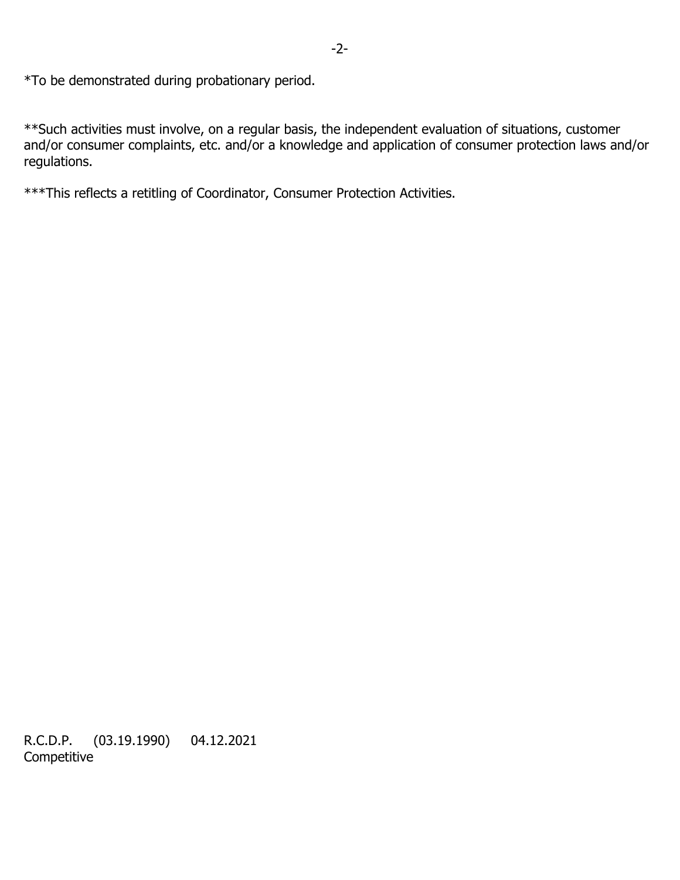*To be demonstrated during probationary period.

**Such activities must involve, on a regular basis, the independent evaluation of situations, customer and/or consumer complaints, etc. and/or a knowledge and application of consumer protection laws and/or regulations.

***This reflects a retitling of Coordinator, Consumer Protection Activities.

R.C.D.P. (03.19.1990) 04.12.2021
Competitive